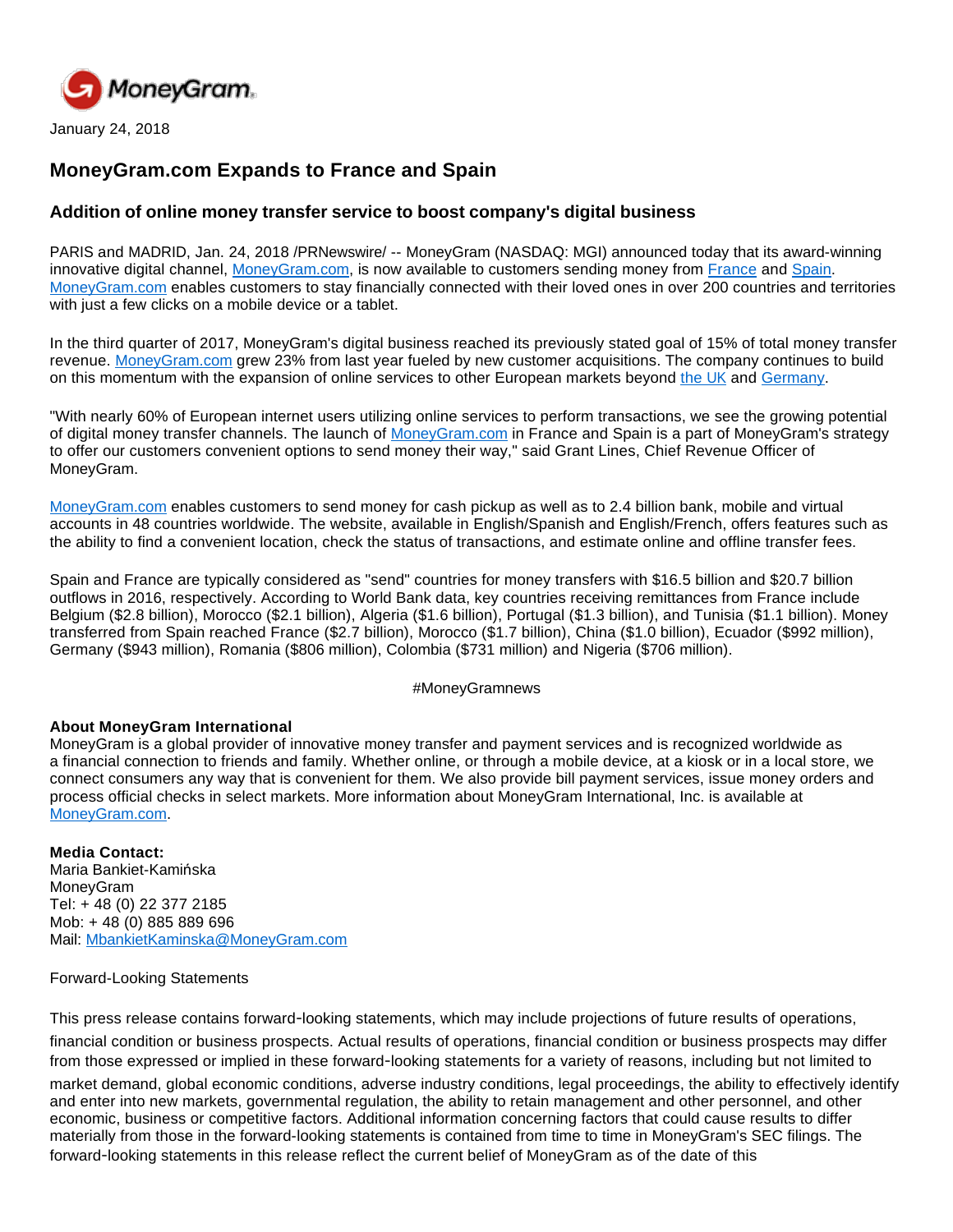January 24, 2018

# MoneyGram.com Expands to France and Spain

## Addition of online money transfer service to boost company's digital business

PARIS and MADRID, Jan. 24, 2018 /PRNewswire/ -- MoneyGram (NASDAQ: MGI) announced today that its award-winning innovative digital channel, MoneyGram.com, is now available to customers sending money from France and Spain. MoneyGram.com enables customers to stay financially connected with their loved ones in over 200 countries and territories with just a few clicks on a mobile device or a tablet.

In the third quarter of 2017, MoneyGram's digital business reached its previously stated goal of 15% of total money transfer revenue. MoneyGram.com grew 23% from last year fueled by new customer acquisitions. The company continues to build on this momentum with the expansion of online services to other European markets beyond the UK and Germany.

"With nearly 60% of European internet users utilizing online services to perform transactions, we see the growing potential of digital money transfer channels. The launch of MoneyGram.com in France and Spain is a part of MoneyGram's strategy to offer our customers convenient options to send money their way," said Grant Lines, Chief Revenue Officer of MoneyGram.

MoneyGram.com enables customers to send money for cash pickup as well as to 2.4 billion bank, mobile and virtual accounts in 48 countries worldwide. The website, available in English/Spanish and English/French, offers features such as the ability to find a convenient location, check the status of transactions, and estimate online and offline transfer fees.

Spain and France are typically considered as "send" countries for money transfers with $16.5 billion and $20.7 billion outflows in 2016, respectively. According to World Bank data, key countries receiving remittances from France include Belgium ($2.8 billion), Morocco ($2.1 billion), Algeria ($1.6 billion), Portugal ($1.3 billion), and Tunisia ($1.1 billion). Money transferred from Spain reached France ($2.7 billion), Morocco ($1.7 billion), China ($1.0 billion), Ecuador ($992 million), Germany ($943 million), Romania ($806 million), Colombia ($731 million) and Nigeria ($706 million).

#MoneyGramnews

**About MoneyGram International**
MoneyGram is a global provider of innovative money transfer and payment services and is recognized worldwide as a financial connection to friends and family. Whether online, or through a mobile device, at a kiosk or in a local store, we connect consumers any way that is convenient for them. We also provide bill payment services, issue money orders and process official checks in select markets. More information about MoneyGram International, Inc. is available at MoneyGram.com.

**Media Contact:**
Maria Bankiet-Kamińska
MoneyGram
Tel: + 48 (0) 22 377 2185
Mob: + 48 (0) 885 889 696
Mail: MbankietKaminska@MoneyGram.com

Forward-Looking Statements

This press release contains forward-looking statements, which may include projections of future results of operations, financial condition or business prospects. Actual results of operations, financial condition or business prospects may differ from those expressed or implied in these forward-looking statements for a variety of reasons, including but not limited to market demand, global economic conditions, adverse industry conditions, legal proceedings, the ability to effectively identify and enter into new markets, governmental regulation, the ability to retain management and other personnel, and other economic, business or competitive factors. Additional information concerning factors that could cause results to differ materially from those in the forward-looking statements is contained from time to time in MoneyGram's SEC filings. The forward-looking statements in this release reflect the current belief of MoneyGram as of the date of this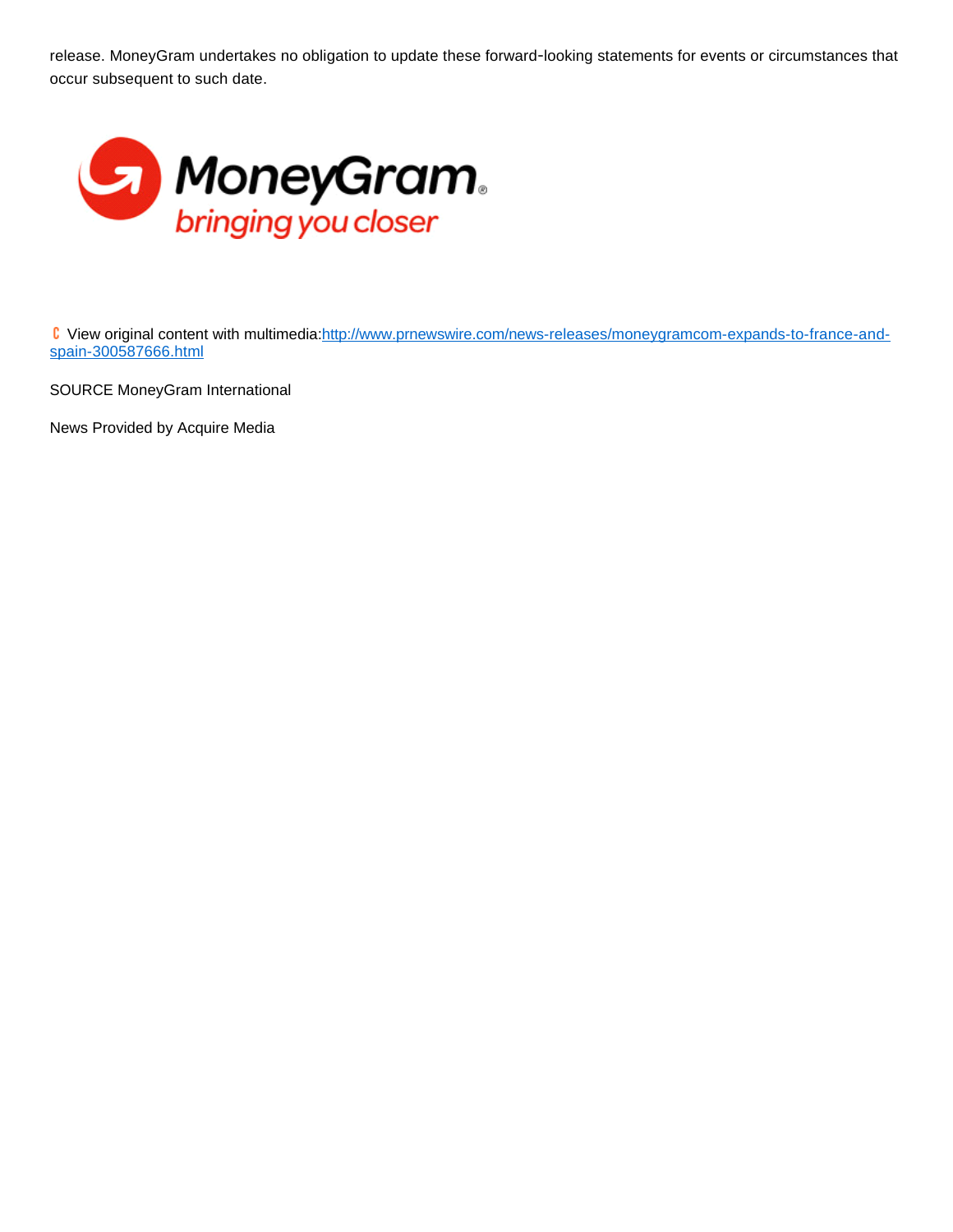release. MoneyGram undertakes no obligation to update these forward-looking statements for events or circumstances that occur subsequent to such date.

View original content with multimedia:http://www.prnewswire.com/news-releases/moneygramcom-expands-to-france-and-spain-300587666.html

SOURCE MoneyGram International

News Provided by Acquire Media